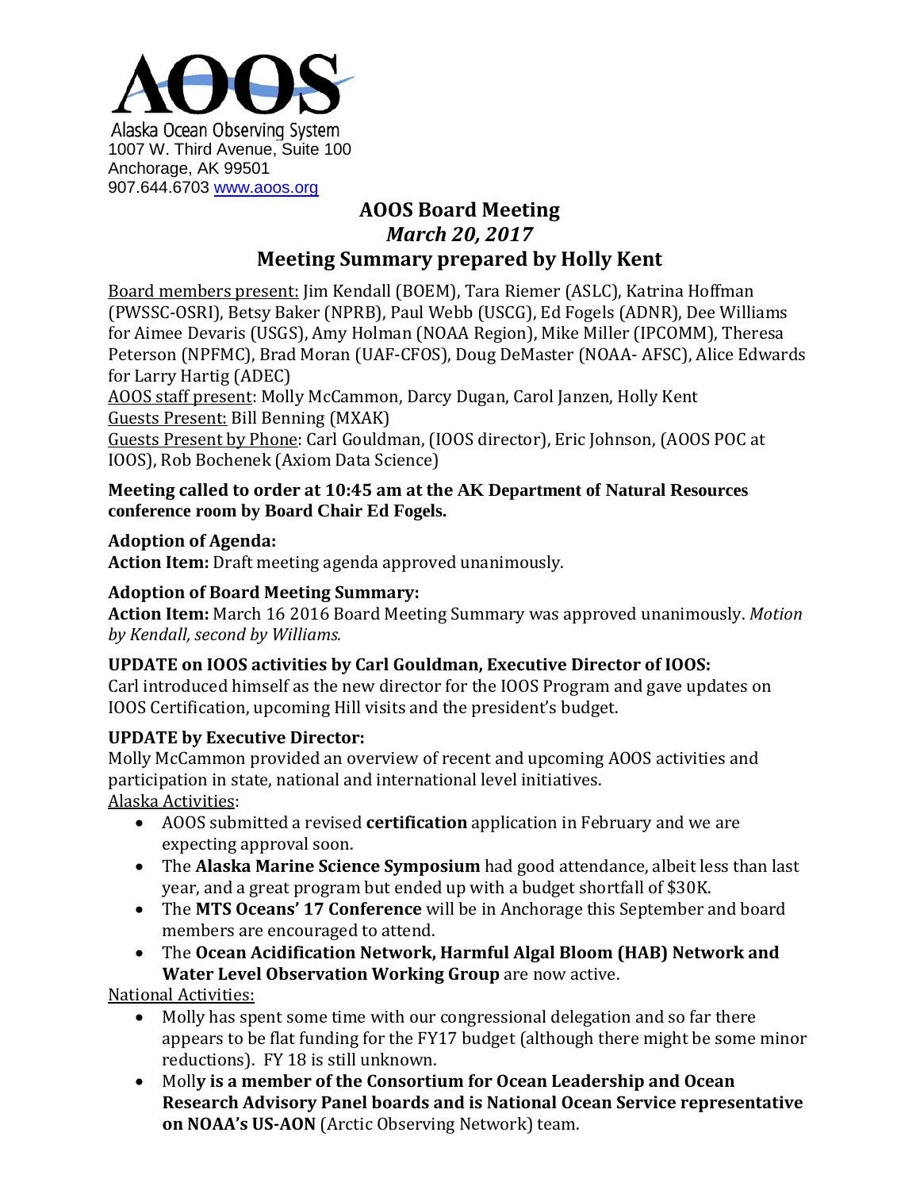**AOOS**

Alaska Ocean Observing System
1007 W. Third Avenue, Suite 100
Anchorage, AK 99501
907.644.6703 www.aoos.org

# AOOS Board Meeting
## *March 20, 2017*
## Meeting Summary prepared by Holly Kent

Board members present: Jim Kendall (BOEM), Tara Riemer (ASLC), Katrina Hoffman (PWSSC-OSRI), Betsy Baker (NPRB), Paul Webb (USCG), Ed Fogels (ADNR), Dee Williams for Aimee Devaris (USGS), Amy Holman (NOAA Region), Mike Miller (IPCOMM), Theresa Peterson (NPFMC), Brad Moran (UAF-CFOS), Doug DeMaster (NOAA- AFSC), Alice Edwards for Larry Hartig (ADEC)
AOOS staff present: Molly McCammon, Darcy Dugan, Carol Janzen, Holly Kent
Guests Present: Bill Benning (MXAK)
Guests Present by Phone: Carl Gouldman, (IOOS director), Eric Johnson, (AOOS POC at IOOS), Rob Bochenek (Axiom Data Science)

**Meeting called to order at 10:45 am at the AK Department of Natural Resources conference room by Board Chair Ed Fogels.**

**Adoption of Agenda:**
**Action Item:** Draft meeting agenda approved unanimously.

**Adoption of Board Meeting Summary:**
**Action Item:** March 16 2016 Board Meeting Summary was approved unanimously. *Motion by Kendall, second by Williams.*

**UPDATE on IOOS activities by Carl Gouldman, Executive Director of IOOS:**
Carl introduced himself as the new director for the IOOS Program and gave updates on IOOS Certification, upcoming Hill visits and the president's budget.

**UPDATE by Executive Director:**
Molly McCammon provided an overview of recent and upcoming AOOS activities and participation in state, national and international level initiatives.
Alaska Activities:

- AOOS submitted a revised **certification** application in February and we are expecting approval soon.
- The **Alaska Marine Science Symposium** had good attendance, albeit less than last year, and a great program but ended up with a budget shortfall of $30K.
- The **MTS Oceans' 17 Conference** will be in Anchorage this September and board members are encouraged to attend.
- The **Ocean Acidification Network, Harmful Algal Bloom (HAB) Network and Water Level Observation Working Group** are now active.

National Activities:

- Molly has spent some time with our congressional delegation and so far there appears to be flat funding for the FY17 budget (although there might be some minor reductions). FY 18 is still unknown.
- Moll**y is a member of the Consortium for Ocean Leadership and Ocean Research Advisory Panel boards and is National Ocean Service representative on NOAA's US-AON** (Arctic Observing Network) team.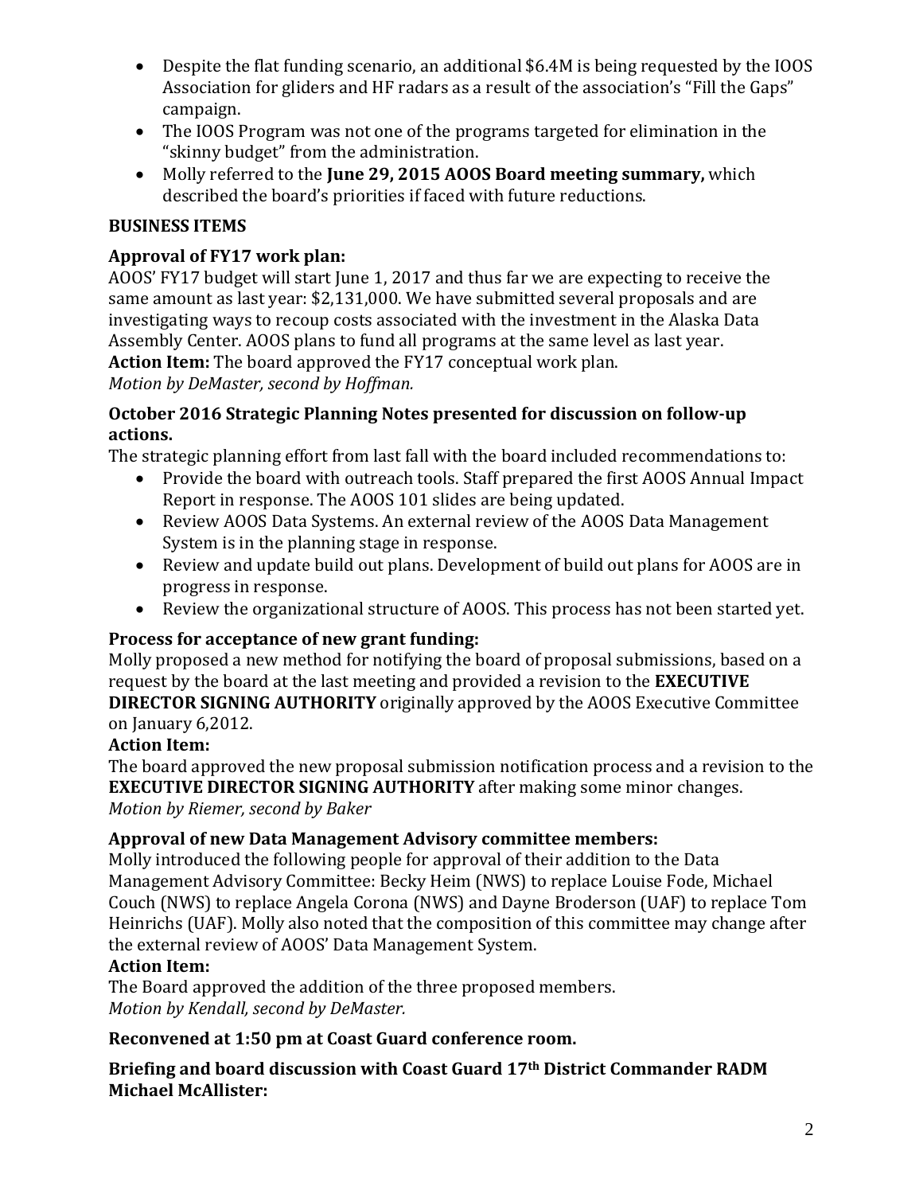- Despite the flat funding scenario, an additional $6.4M is being requested by the IOOS Association for gliders and HF radars as a result of the association's "Fill the Gaps" campaign.
- The IOOS Program was not one of the programs targeted for elimination in the "skinny budget" from the administration.
- Molly referred to the **June 29, 2015 AOOS Board meeting summary,** which described the board's priorities if faced with future reductions.

**BUSINESS ITEMS**

**Approval of FY17 work plan:**

AOOS' FY17 budget will start June 1, 2017 and thus far we are expecting to receive the same amount as last year: $2,131,000. We have submitted several proposals and are investigating ways to recoup costs associated with the investment in the Alaska Data Assembly Center. AOOS plans to fund all programs at the same level as last year.

**Action Item:** The board approved the FY17 conceptual work plan.

*Motion by DeMaster, second by Hoffman.*

**October 2016 Strategic Planning Notes presented for discussion on follow-up actions.**

The strategic planning effort from last fall with the board included recommendations to:

- Provide the board with outreach tools. Staff prepared the first AOOS Annual Impact Report in response. The AOOS 101 slides are being updated.
- Review AOOS Data Systems. An external review of the AOOS Data Management System is in the planning stage in response.
- Review and update build out plans. Development of build out plans for AOOS are in progress in response.
- Review the organizational structure of AOOS. This process has not been started yet.

**Process for acceptance of new grant funding:**

Molly proposed a new method for notifying the board of proposal submissions, based on a request by the board at the last meeting and provided a revision to the **EXECUTIVE DIRECTOR SIGNING AUTHORITY** originally approved by the AOOS Executive Committee on January 6,2012.

**Action Item:**

The board approved the new proposal submission notification process and a revision to the **EXECUTIVE DIRECTOR SIGNING AUTHORITY** after making some minor changes.

*Motion by Riemer, second by Baker*

**Approval of new Data Management Advisory committee members:**

Molly introduced the following people for approval of their addition to the Data Management Advisory Committee: Becky Heim (NWS) to replace Louise Fode, Michael Couch (NWS) to replace Angela Corona (NWS) and Dayne Broderson (UAF) to replace Tom Heinrichs (UAF). Molly also noted that the composition of this committee may change after the external review of AOOS' Data Management System.

**Action Item:**

The Board approved the addition of the three proposed members.

*Motion by Kendall, second by DeMaster.*

**Reconvened at 1:50 pm at Coast Guard conference room.**

**Briefing and board discussion with Coast Guard 17th District Commander RADM Michael McAllister:**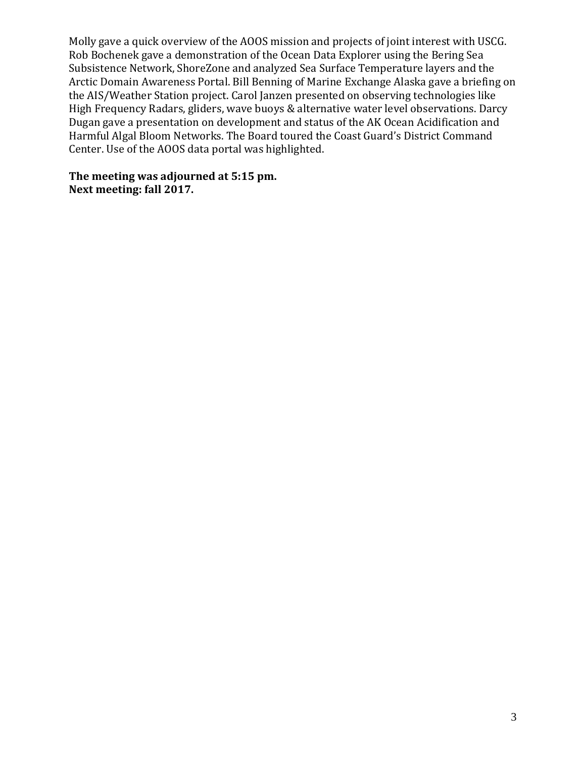Molly gave a quick overview of the AOOS mission and projects of joint interest with USCG. Rob Bochenek gave a demonstration of the Ocean Data Explorer using the Bering Sea Subsistence Network, ShoreZone and analyzed Sea Surface Temperature layers and the Arctic Domain Awareness Portal. Bill Benning of Marine Exchange Alaska gave a briefing on the AIS/Weather Station project. Carol Janzen presented on observing technologies like High Frequency Radars, gliders, wave buoys & alternative water level observations. Darcy Dugan gave a presentation on development and status of the AK Ocean Acidification and Harmful Algal Bloom Networks. The Board toured the Coast Guard's District Command Center. Use of the AOOS data portal was highlighted.

**The meeting was adjourned at 5:15 pm.**
**Next meeting: fall 2017.**